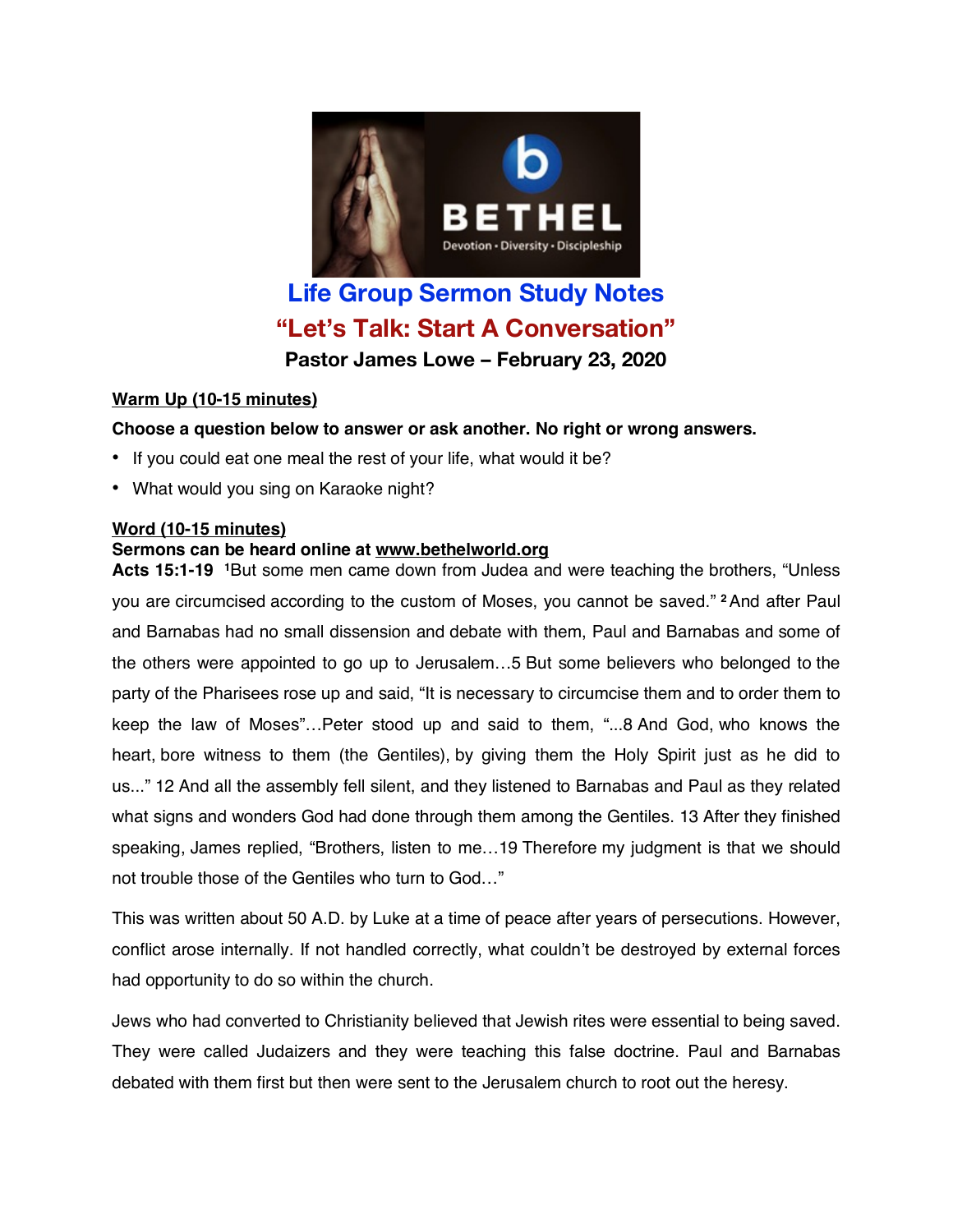# Life Group Sermon Study Notes

## "Let's Talk: Start A Conversation"

### Pastor James Lowe – February 23, 2020

**Warm Up (10-15 minutes)**

**Choose a question below to answer or ask another. No right or wrong answers.**

- If you could eat one meal the rest of your life, what would it be?
- What would you sing on Karaoke night?

**Word (10-15 minutes)**

**Sermons can be heard online at www.bethelworld.org**

**Acts 15:1-19** [1]But some men came down from Judea and were teaching the brothers, "Unless you are circumcised according to the custom of Moses, you cannot be saved." [2] And after Paul and Barnabas had no small dissension and debate with them, Paul and Barnabas and some of the others were appointed to go up to Jerusalem…5 But some believers who belonged to the party of the Pharisees rose up and said, "It is necessary to circumcise them and to order them to keep the law of Moses"…Peter stood up and said to them, "...8 And God, who knows the heart, bore witness to them (the Gentiles), by giving them the Holy Spirit just as he did to us..." 12 And all the assembly fell silent, and they listened to Barnabas and Paul as they related what signs and wonders God had done through them among the Gentiles. 13 After they finished speaking, James replied, "Brothers, listen to me…19 Therefore my judgment is that we should not trouble those of the Gentiles who turn to God…"

This was written about 50 A.D. by Luke at a time of peace after years of persecutions. However, conflict arose internally. If not handled correctly, what couldn't be destroyed by external forces had opportunity to do so within the church.

Jews who had converted to Christianity believed that Jewish rites were essential to being saved. They were called Judaizers and they were teaching this false doctrine. Paul and Barnabas debated with them first but then were sent to the Jerusalem church to root out the heresy.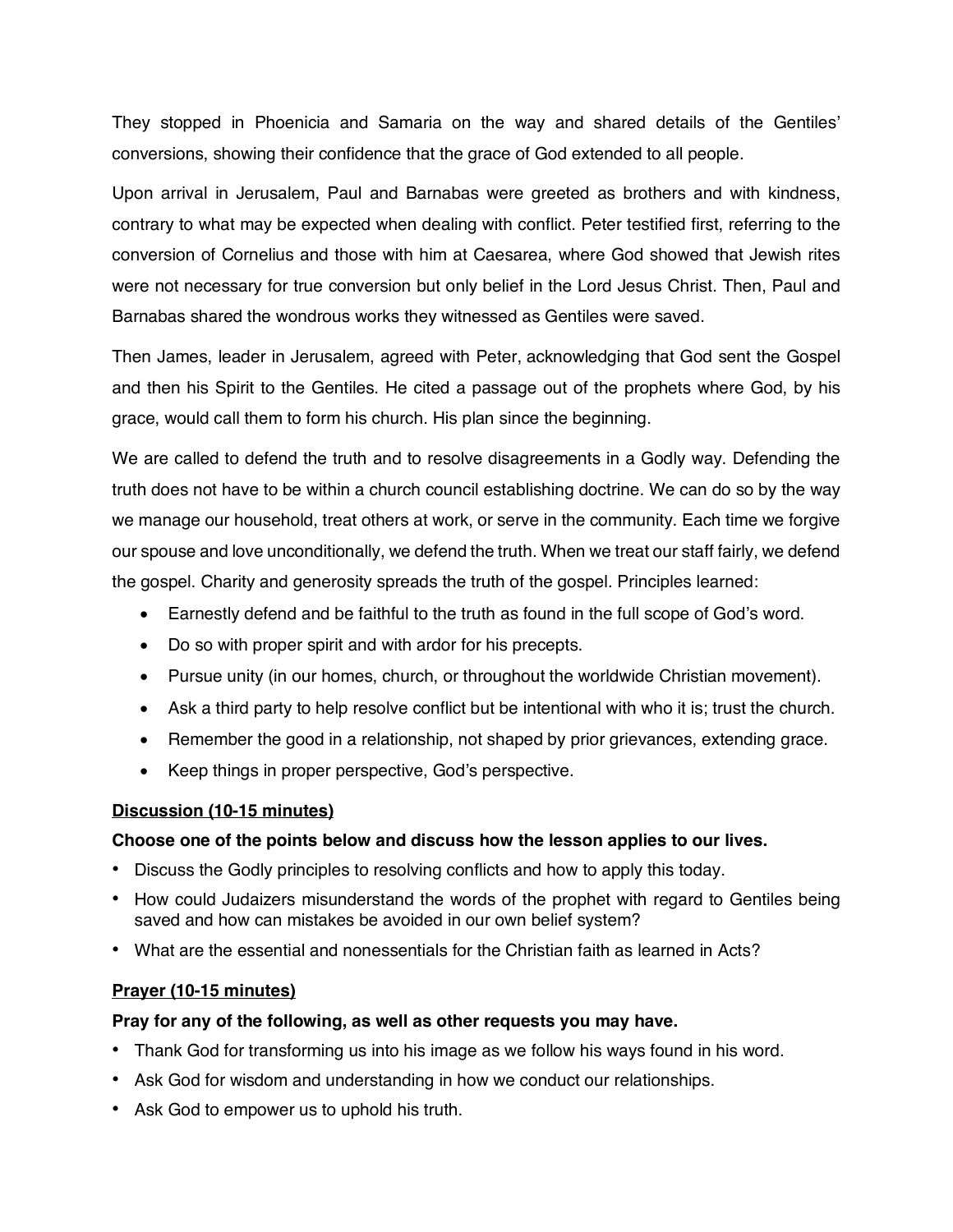They stopped in Phoenicia and Samaria on the way and shared details of the Gentiles' conversions, showing their confidence that the grace of God extended to all people.

Upon arrival in Jerusalem, Paul and Barnabas were greeted as brothers and with kindness, contrary to what may be expected when dealing with conflict. Peter testified first, referring to the conversion of Cornelius and those with him at Caesarea, where God showed that Jewish rites were not necessary for true conversion but only belief in the Lord Jesus Christ. Then, Paul and Barnabas shared the wondrous works they witnessed as Gentiles were saved.

Then James, leader in Jerusalem, agreed with Peter, acknowledging that God sent the Gospel and then his Spirit to the Gentiles. He cited a passage out of the prophets where God, by his grace, would call them to form his church. His plan since the beginning.

We are called to defend the truth and to resolve disagreements in a Godly way. Defending the truth does not have to be within a church council establishing doctrine. We can do so by the way we manage our household, treat others at work, or serve in the community. Each time we forgive our spouse and love unconditionally, we defend the truth. When we treat our staff fairly, we defend the gospel. Charity and generosity spreads the truth of the gospel. Principles learned:

- Earnestly defend and be faithful to the truth as found in the full scope of God's word.
- Do so with proper spirit and with ardor for his precepts.
- Pursue unity (in our homes, church, or throughout the worldwide Christian movement).
- Ask a third party to help resolve conflict but be intentional with who it is; trust the church.
- Remember the good in a relationship, not shaped by prior grievances, extending grace.
- Keep things in proper perspective, God's perspective.

## Discussion (10-15 minutes)

**Choose one of the points below and discuss how the lesson applies to our lives.**

- Discuss the Godly principles to resolving conflicts and how to apply this today.
- How could Judaizers misunderstand the words of the prophet with regard to Gentiles being saved and how can mistakes be avoided in our own belief system?
- What are the essential and nonessentials for the Christian faith as learned in Acts?

## Prayer (10-15 minutes)

**Pray for any of the following, as well as other requests you may have.**

- Thank God for transforming us into his image as we follow his ways found in his word.
- Ask God for wisdom and understanding in how we conduct our relationships.
- Ask God to empower us to uphold his truth.